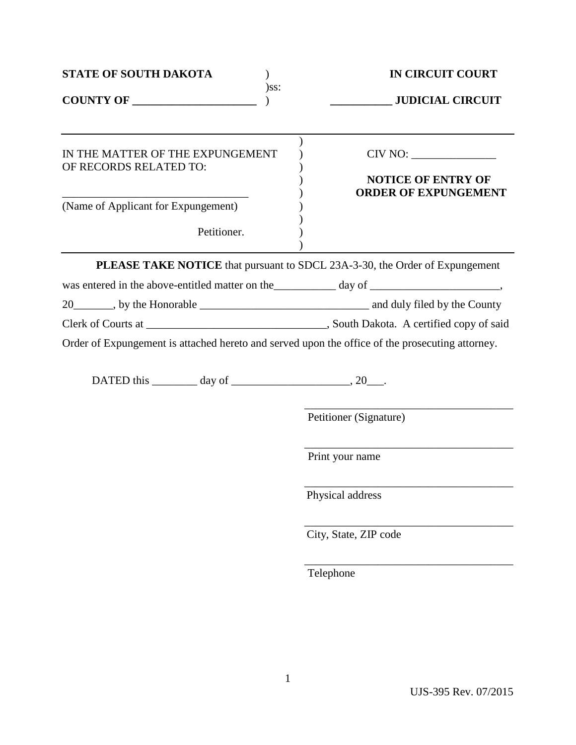**STATE OF SOUTH DAKOTA** )
)ss:
**COUNTY OF \_\_\_\_\_\_\_\_\_\_\_\_\_\_\_\_\_\_\_\_\_\_** )

**IN CIRCUIT COURT**

**\_\_\_\_\_\_\_\_\_\_\_ JUDICIAL CIRCUIT**

---

IN THE MATTER OF THE EXPUNGEMENT OF RECORDS RELATED TO:

\_\_\_\_\_\_\_\_\_\_\_\_\_\_\_\_\_\_\_\_\_\_\_\_\_\_\_\_\_\_\_\_\_
(Name of Applicant for Expungement)

Petitioner.

CIV NO: \_\_\_\_\_\_\_\_\_\_\_\_\_\_\_

**NOTICE OF ENTRY OF ORDER OF EXPUNGEMENT**

---

**PLEASE TAKE NOTICE** that pursuant to SDCL 23A-3-30, the Order of Expungement was entered in the above-entitled matter on the\_\_\_\_\_\_\_\_\_\_\_ day of \_\_\_\_\_\_\_\_\_\_\_\_\_\_\_\_\_\_\_\_\_\_\_, 20\_\_\_\_\_\_\_, by the Honorable \_\_\_\_\_\_\_\_\_\_\_\_\_\_\_\_\_\_\_\_\_\_\_\_\_\_\_\_\_\_ and duly filed by the County Clerk of Courts at \_\_\_\_\_\_\_\_\_\_\_\_\_\_\_\_\_\_\_\_\_\_\_\_\_\_\_\_\_\_\_\_, South Dakota. A certified copy of said Order of Expungement is attached hereto and served upon the office of the prosecuting attorney.

DATED this \_\_\_\_\_\_\_\_ day of \_\_\_\_\_\_\_\_\_\_\_\_\_\_\_\_\_\_\_\_, 20\_\_\_.

\_\_\_\_\_\_\_\_\_\_\_\_\_\_\_\_\_\_\_\_\_\_\_\_\_\_\_\_\_\_\_\_\_\_\_\_\_\_
Petitioner (Signature)

\_\_\_\_\_\_\_\_\_\_\_\_\_\_\_\_\_\_\_\_\_\_\_\_\_\_\_\_\_\_\_\_\_\_\_\_\_\_
Print your name

\_\_\_\_\_\_\_\_\_\_\_\_\_\_\_\_\_\_\_\_\_\_\_\_\_\_\_\_\_\_\_\_\_\_\_\_\_\_
Physical address

\_\_\_\_\_\_\_\_\_\_\_\_\_\_\_\_\_\_\_\_\_\_\_\_\_\_\_\_\_\_\_\_\_\_\_\_\_\_
City, State, ZIP code

\_\_\_\_\_\_\_\_\_\_\_\_\_\_\_\_\_\_\_\_\_\_\_\_\_\_\_\_\_\_\_\_\_\_\_\_\_\_
Telephone

UJS-395 Rev. 07/2015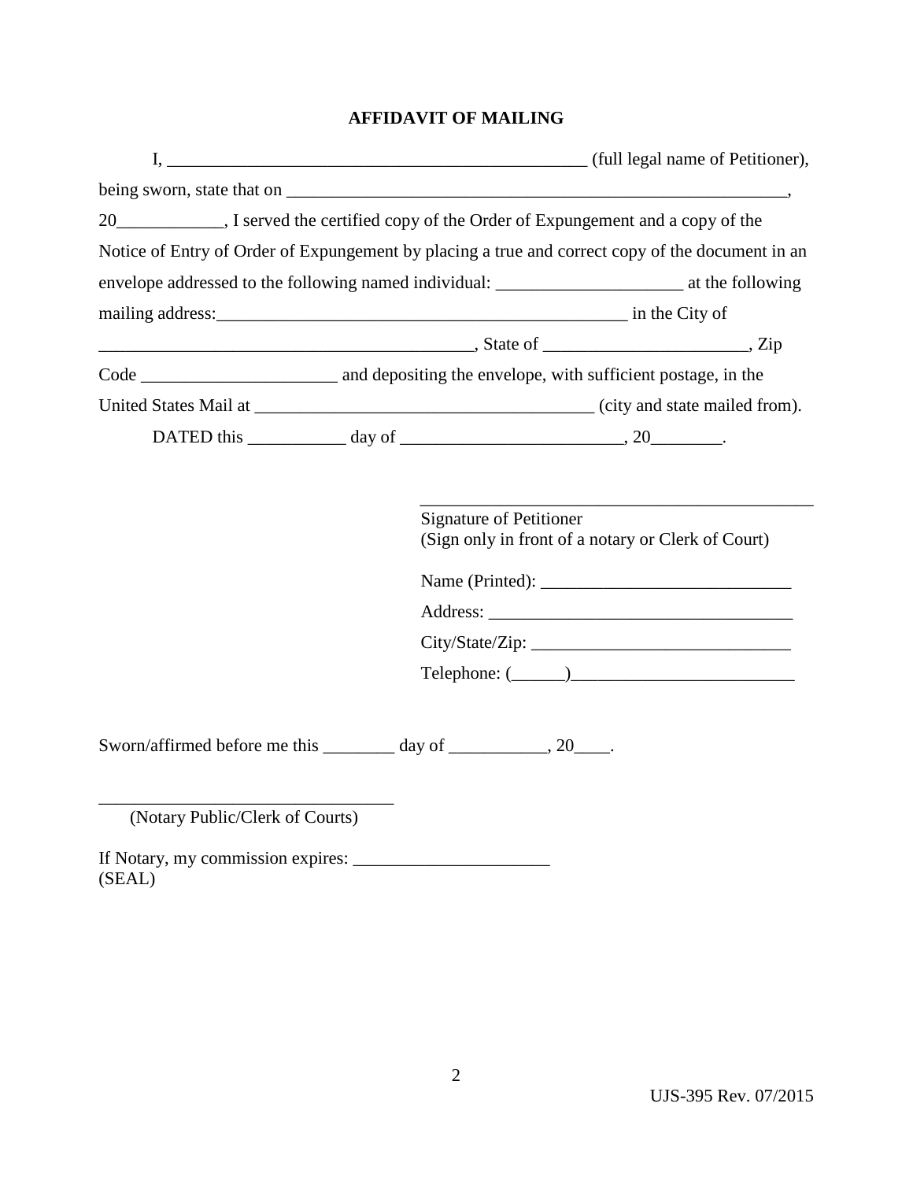**AFFIDAVIT OF MAILING**

I, ________________________________________________ (full legal name of Petitioner), being sworn, state that on ________________________________________________________, 20____________, I served the certified copy of the Order of Expungement and a copy of the Notice of Entry of Order of Expungement by placing a true and correct copy of the document in an envelope addressed to the following named individual: _____________________ at the following mailing address:_____________________________________________ in the City of ________________________________________, State of ______________________, Zip Code _____________________ and depositing the envelope, with sufficient postage, in the United States Mail at _____________________________________ (city and state mailed from).

DATED this ___________ day of ________________________, 20________.

_____________________________________________
Signature of Petitioner
(Sign only in front of a notary or Clerk of Court)

Name (Printed): ___________________________

Address: _________________________________

City/State/Zip: ____________________________

Telephone: (______)________________________

Sworn/affirmed before me this ________ day of ___________, 20____.

________________________________
(Notary Public/Clerk of Courts)

If Notary, my commission expires: ______________________
(SEAL)

UJS-395 Rev. 07/2015